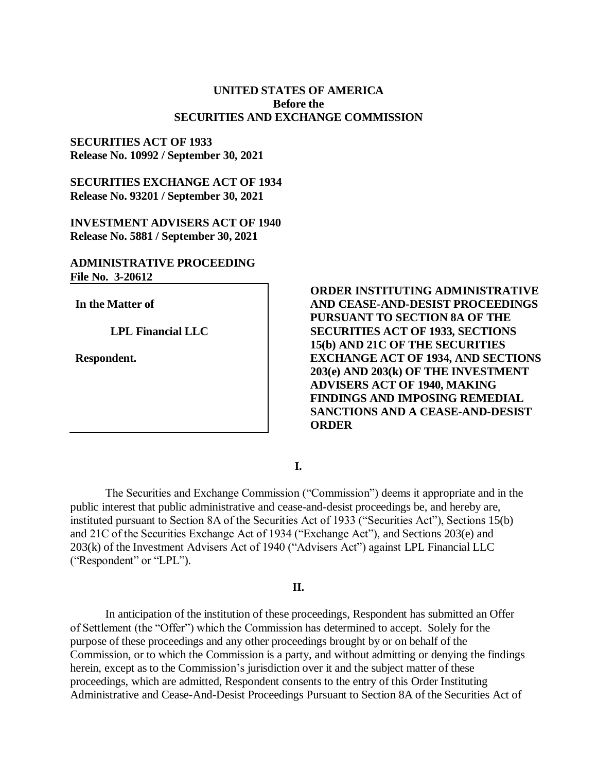**UNITED STATES OF AMERICA**
**Before the**
**SECURITIES AND EXCHANGE COMMISSION**

**SECURITIES ACT OF 1933**
**Release No. 10992 / September 30, 2021**

**SECURITIES EXCHANGE ACT OF 1934**
**Release No. 93201 / September 30, 2021**

**INVESTMENT ADVISERS ACT OF 1940**
**Release No. 5881 / September 30, 2021**

**ADMINISTRATIVE PROCEEDING**
**File No. 3-20612**

**In the Matter of**

**LPL Financial LLC**

**Respondent.**

**ORDER INSTITUTING ADMINISTRATIVE AND CEASE-AND-DESIST PROCEEDINGS PURSUANT TO SECTION 8A OF THE SECURITIES ACT OF 1933, SECTIONS 15(b) AND 21C OF THE SECURITIES EXCHANGE ACT OF 1934, AND SECTIONS 203(e) AND 203(k) OF THE INVESTMENT ADVISERS ACT OF 1940, MAKING FINDINGS AND IMPOSING REMEDIAL SANCTIONS AND A CEASE-AND-DESIST ORDER**

## I.

The Securities and Exchange Commission ("Commission") deems it appropriate and in the public interest that public administrative and cease-and-desist proceedings be, and hereby are, instituted pursuant to Section 8A of the Securities Act of 1933 ("Securities Act"), Sections 15(b) and 21C of the Securities Exchange Act of 1934 ("Exchange Act"), and Sections 203(e) and 203(k) of the Investment Advisers Act of 1940 ("Advisers Act") against LPL Financial LLC ("Respondent" or "LPL").

## II.

In anticipation of the institution of these proceedings, Respondent has submitted an Offer of Settlement (the "Offer") which the Commission has determined to accept. Solely for the purpose of these proceedings and any other proceedings brought by or on behalf of the Commission, or to which the Commission is a party, and without admitting or denying the findings herein, except as to the Commission's jurisdiction over it and the subject matter of these proceedings, which are admitted, Respondent consents to the entry of this Order Instituting Administrative and Cease-And-Desist Proceedings Pursuant to Section 8A of the Securities Act of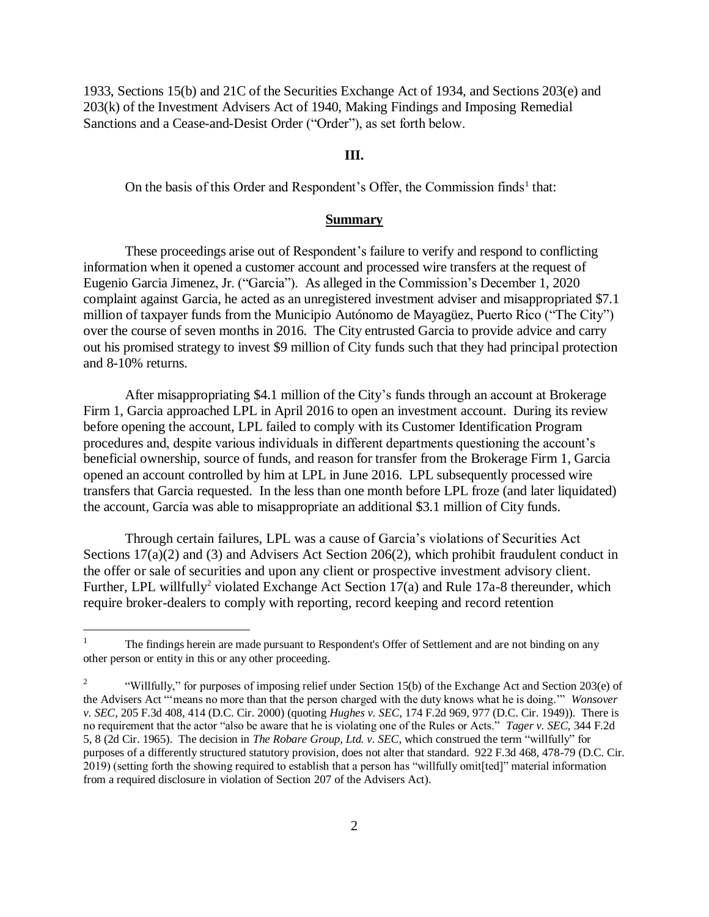1933, Sections 15(b) and 21C of the Securities Exchange Act of 1934, and Sections 203(e) and 203(k) of the Investment Advisers Act of 1940, Making Findings and Imposing Remedial Sanctions and a Cease-and-Desist Order ("Order"), as set forth below.

**III.**

On the basis of this Order and Respondent's Offer, the Commission finds[1] that:

**Summary**

These proceedings arise out of Respondent's failure to verify and respond to conflicting information when it opened a customer account and processed wire transfers at the request of Eugenio Garcia Jimenez, Jr. ("Garcia"). As alleged in the Commission's December 1, 2020 complaint against Garcia, he acted as an unregistered investment adviser and misappropriated $7.1 million of taxpayer funds from the Municipio Autónomo de Mayagüez, Puerto Rico ("The City") over the course of seven months in 2016. The City entrusted Garcia to provide advice and carry out his promised strategy to invest $9 million of City funds such that they had principal protection and 8-10% returns.

After misappropriating $4.1 million of the City's funds through an account at Brokerage Firm 1, Garcia approached LPL in April 2016 to open an investment account. During its review before opening the account, LPL failed to comply with its Customer Identification Program procedures and, despite various individuals in different departments questioning the account's beneficial ownership, source of funds, and reason for transfer from the Brokerage Firm 1, Garcia opened an account controlled by him at LPL in June 2016. LPL subsequently processed wire transfers that Garcia requested. In the less than one month before LPL froze (and later liquidated) the account, Garcia was able to misappropriate an additional $3.1 million of City funds.

Through certain failures, LPL was a cause of Garcia's violations of Securities Act Sections 17(a)(2) and (3) and Advisers Act Section 206(2), which prohibit fraudulent conduct in the offer or sale of securities and upon any client or prospective investment advisory client. Further, LPL willfully[2] violated Exchange Act Section 17(a) and Rule 17a-8 thereunder, which require broker-dealers to comply with reporting, record keeping and record retention

---

[1] The findings herein are made pursuant to Respondent's Offer of Settlement and are not binding on any other person or entity in this or any other proceeding.

[2] "Willfully," for purposes of imposing relief under Section 15(b) of the Exchange Act and Section 203(e) of the Advisers Act "'means no more than that the person charged with the duty knows what he is doing.'" *Wonsover v. SEC*, 205 F.3d 408, 414 (D.C. Cir. 2000) (quoting *Hughes v. SEC*, 174 F.2d 969, 977 (D.C. Cir. 1949)). There is no requirement that the actor "also be aware that he is violating one of the Rules or Acts." *Tager v. SEC*, 344 F.2d 5, 8 (2d Cir. 1965). The decision in *The Robare Group, Ltd. v. SEC*, which construed the term "willfully" for purposes of a differently structured statutory provision, does not alter that standard. 922 F.3d 468, 478-79 (D.C. Cir. 2019) (setting forth the showing required to establish that a person has "willfully omit[ted]" material information from a required disclosure in violation of Section 207 of the Advisers Act).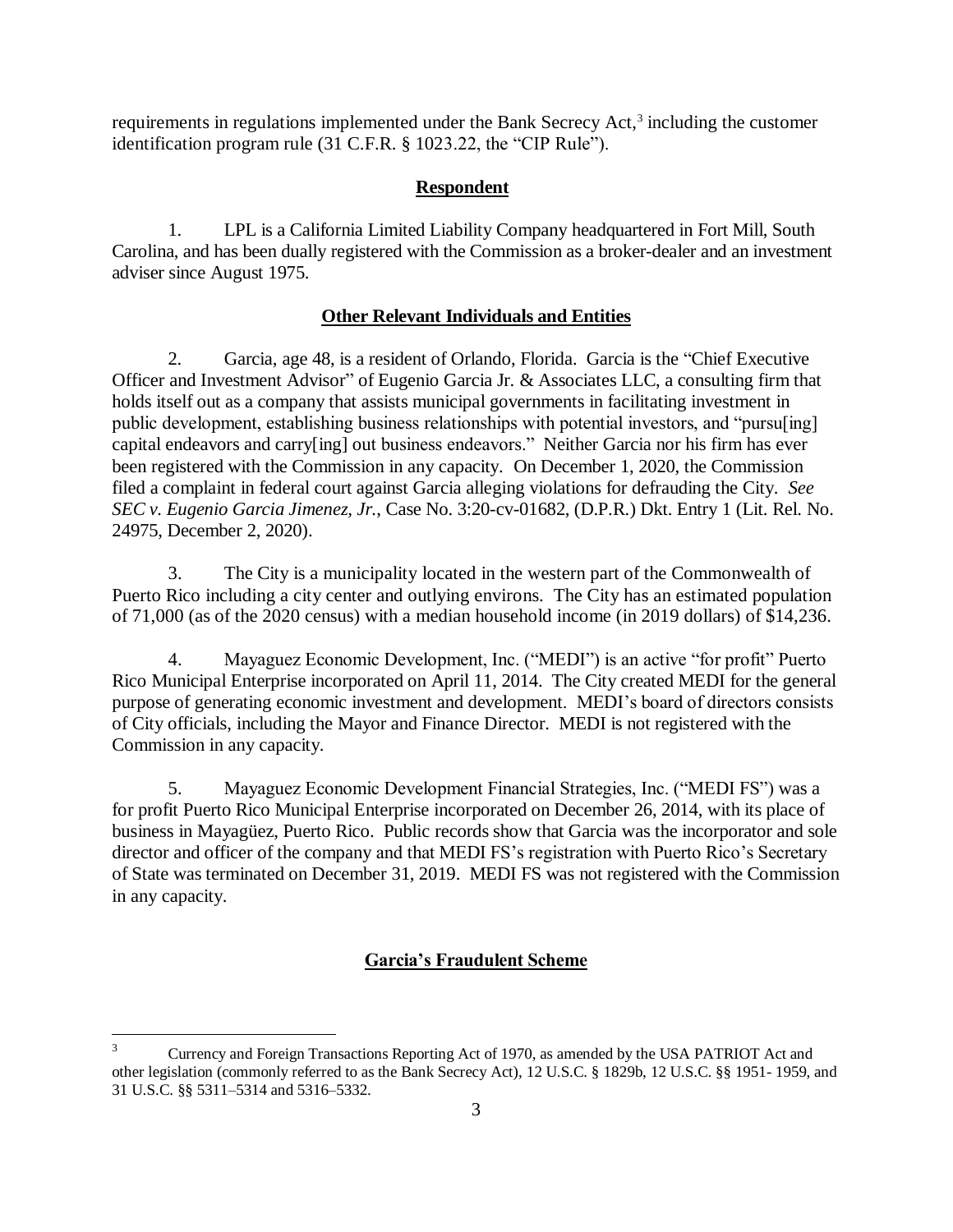requirements in regulations implemented under the Bank Secrecy Act,[3] including the customer identification program rule (31 C.F.R. § 1023.22, the "CIP Rule").

## Respondent

1. LPL is a California Limited Liability Company headquartered in Fort Mill, South Carolina, and has been dually registered with the Commission as a broker-dealer and an investment adviser since August 1975.

## Other Relevant Individuals and Entities

2. Garcia, age 48, is a resident of Orlando, Florida. Garcia is the "Chief Executive Officer and Investment Advisor" of Eugenio Garcia Jr. & Associates LLC, a consulting firm that holds itself out as a company that assists municipal governments in facilitating investment in public development, establishing business relationships with potential investors, and "pursu[ing] capital endeavors and carry[ing] out business endeavors." Neither Garcia nor his firm has ever been registered with the Commission in any capacity. On December 1, 2020, the Commission filed a complaint in federal court against Garcia alleging violations for defrauding the City. *See SEC v. Eugenio Garcia Jimenez, Jr.,* Case No. 3:20-cv-01682, (D.P.R.) Dkt. Entry 1 (Lit. Rel. No. 24975, December 2, 2020).

3. The City is a municipality located in the western part of the Commonwealth of Puerto Rico including a city center and outlying environs. The City has an estimated population of 71,000 (as of the 2020 census) with a median household income (in 2019 dollars) of $14,236.

4. Mayaguez Economic Development, Inc. ("MEDI") is an active "for profit" Puerto Rico Municipal Enterprise incorporated on April 11, 2014. The City created MEDI for the general purpose of generating economic investment and development. MEDI's board of directors consists of City officials, including the Mayor and Finance Director. MEDI is not registered with the Commission in any capacity.

5. Mayaguez Economic Development Financial Strategies, Inc. ("MEDI FS") was a for profit Puerto Rico Municipal Enterprise incorporated on December 26, 2014, with its place of business in Mayagüez, Puerto Rico. Public records show that Garcia was the incorporator and sole director and officer of the company and that MEDI FS's registration with Puerto Rico's Secretary of State was terminated on December 31, 2019. MEDI FS was not registered with the Commission in any capacity.

## Garcia's Fraudulent Scheme

---

[3] Currency and Foreign Transactions Reporting Act of 1970, as amended by the USA PATRIOT Act and other legislation (commonly referred to as the Bank Secrecy Act), 12 U.S.C. § 1829b, 12 U.S.C. §§ 1951- 1959, and 31 U.S.C. §§ 5311–5314 and 5316–5332.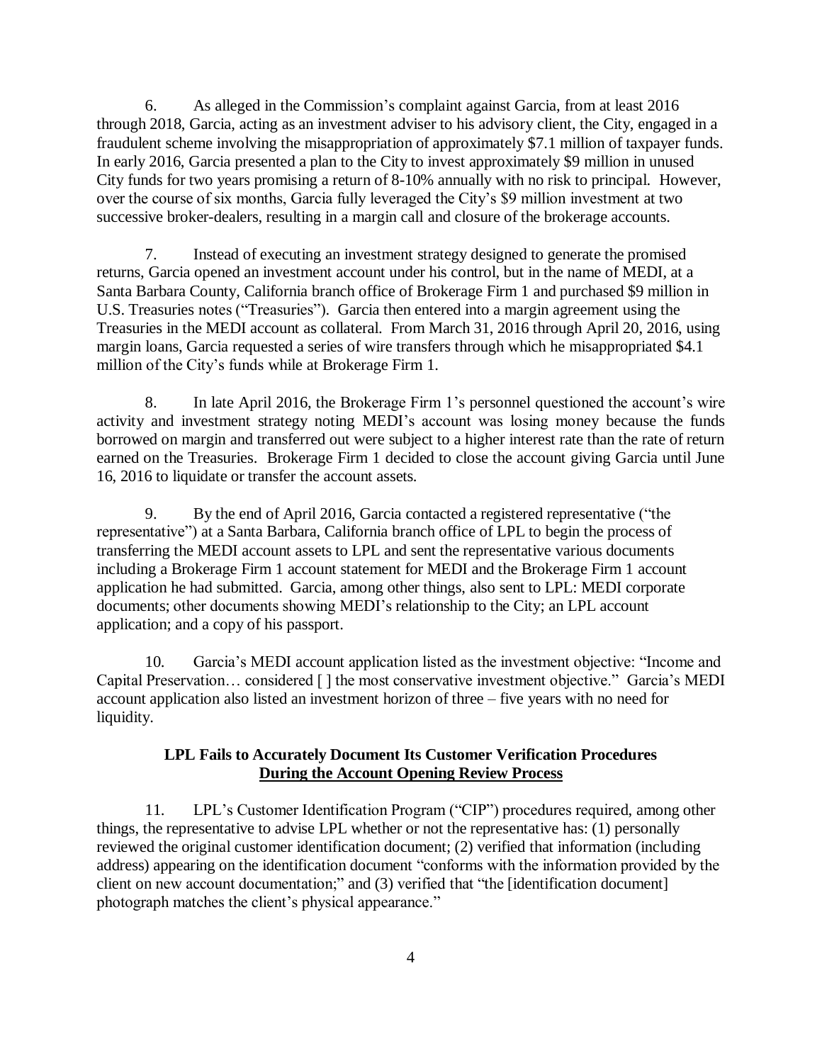6. As alleged in the Commission's complaint against Garcia, from at least 2016 through 2018, Garcia, acting as an investment adviser to his advisory client, the City, engaged in a fraudulent scheme involving the misappropriation of approximately $7.1 million of taxpayer funds. In early 2016, Garcia presented a plan to the City to invest approximately $9 million in unused City funds for two years promising a return of 8-10% annually with no risk to principal. However, over the course of six months, Garcia fully leveraged the City's $9 million investment at two successive broker-dealers, resulting in a margin call and closure of the brokerage accounts.

7. Instead of executing an investment strategy designed to generate the promised returns, Garcia opened an investment account under his control, but in the name of MEDI, at a Santa Barbara County, California branch office of Brokerage Firm 1 and purchased $9 million in U.S. Treasuries notes ("Treasuries"). Garcia then entered into a margin agreement using the Treasuries in the MEDI account as collateral. From March 31, 2016 through April 20, 2016, using margin loans, Garcia requested a series of wire transfers through which he misappropriated $4.1 million of the City's funds while at Brokerage Firm 1.

8. In late April 2016, the Brokerage Firm 1's personnel questioned the account's wire activity and investment strategy noting MEDI's account was losing money because the funds borrowed on margin and transferred out were subject to a higher interest rate than the rate of return earned on the Treasuries. Brokerage Firm 1 decided to close the account giving Garcia until June 16, 2016 to liquidate or transfer the account assets.

9. By the end of April 2016, Garcia contacted a registered representative ("the representative") at a Santa Barbara, California branch office of LPL to begin the process of transferring the MEDI account assets to LPL and sent the representative various documents including a Brokerage Firm 1 account statement for MEDI and the Brokerage Firm 1 account application he had submitted. Garcia, among other things, also sent to LPL: MEDI corporate documents; other documents showing MEDI's relationship to the City; an LPL account application; and a copy of his passport.

10. Garcia's MEDI account application listed as the investment objective: "Income and Capital Preservation… considered [ ] the most conservative investment objective." Garcia's MEDI account application also listed an investment horizon of three – five years with no need for liquidity.

**LPL Fails to Accurately Document Its Customer Verification Procedures**
**<u>During the Account Opening Review Process</u>**

11. LPL's Customer Identification Program ("CIP") procedures required, among other things, the representative to advise LPL whether or not the representative has: (1) personally reviewed the original customer identification document; (2) verified that information (including address) appearing on the identification document "conforms with the information provided by the client on new account documentation;" and (3) verified that "the [identification document] photograph matches the client's physical appearance."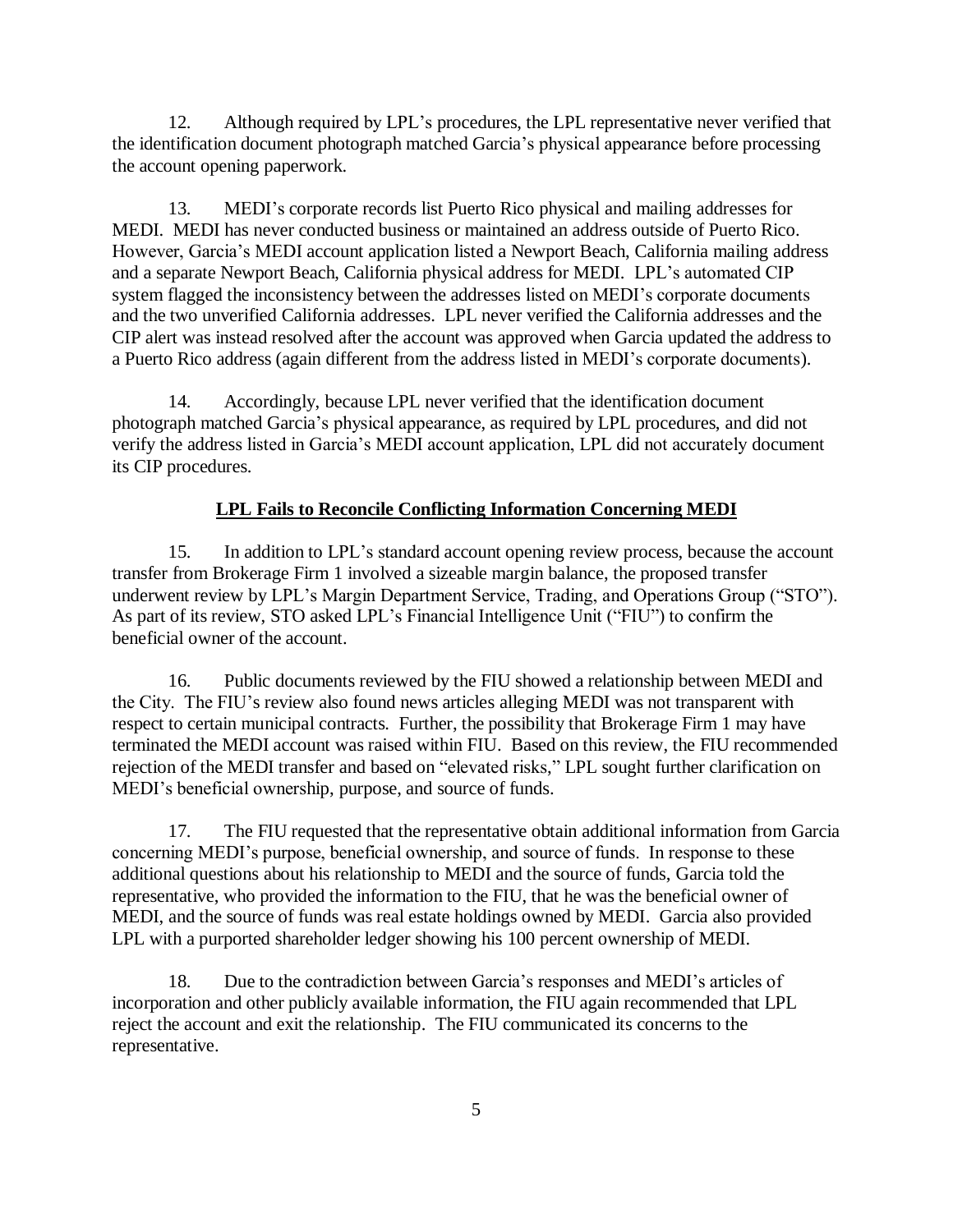12. Although required by LPL's procedures, the LPL representative never verified that the identification document photograph matched Garcia's physical appearance before processing the account opening paperwork.

13. MEDI's corporate records list Puerto Rico physical and mailing addresses for MEDI. MEDI has never conducted business or maintained an address outside of Puerto Rico. However, Garcia's MEDI account application listed a Newport Beach, California mailing address and a separate Newport Beach, California physical address for MEDI. LPL's automated CIP system flagged the inconsistency between the addresses listed on MEDI's corporate documents and the two unverified California addresses. LPL never verified the California addresses and the CIP alert was instead resolved after the account was approved when Garcia updated the address to a Puerto Rico address (again different from the address listed in MEDI's corporate documents).

14. Accordingly, because LPL never verified that the identification document photograph matched Garcia's physical appearance, as required by LPL procedures, and did not verify the address listed in Garcia's MEDI account application, LPL did not accurately document its CIP procedures.

## LPL Fails to Reconcile Conflicting Information Concerning MEDI

15. In addition to LPL's standard account opening review process, because the account transfer from Brokerage Firm 1 involved a sizeable margin balance, the proposed transfer underwent review by LPL's Margin Department Service, Trading, and Operations Group ("STO"). As part of its review, STO asked LPL's Financial Intelligence Unit ("FIU") to confirm the beneficial owner of the account.

16. Public documents reviewed by the FIU showed a relationship between MEDI and the City. The FIU's review also found news articles alleging MEDI was not transparent with respect to certain municipal contracts. Further, the possibility that Brokerage Firm 1 may have terminated the MEDI account was raised within FIU. Based on this review, the FIU recommended rejection of the MEDI transfer and based on "elevated risks," LPL sought further clarification on MEDI's beneficial ownership, purpose, and source of funds.

17. The FIU requested that the representative obtain additional information from Garcia concerning MEDI's purpose, beneficial ownership, and source of funds. In response to these additional questions about his relationship to MEDI and the source of funds, Garcia told the representative, who provided the information to the FIU, that he was the beneficial owner of MEDI, and the source of funds was real estate holdings owned by MEDI. Garcia also provided LPL with a purported shareholder ledger showing his 100 percent ownership of MEDI.

18. Due to the contradiction between Garcia's responses and MEDI's articles of incorporation and other publicly available information, the FIU again recommended that LPL reject the account and exit the relationship. The FIU communicated its concerns to the representative.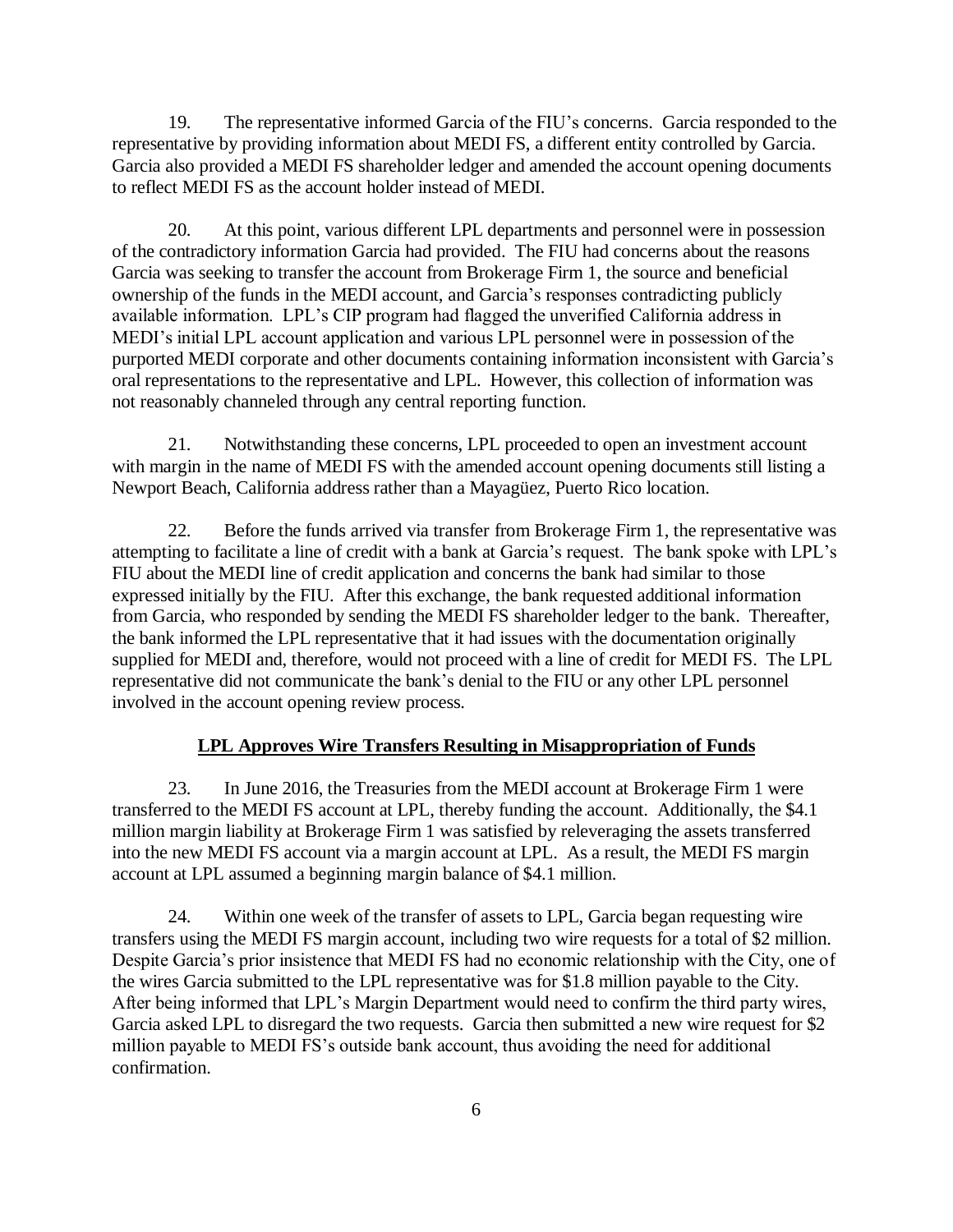19. The representative informed Garcia of the FIU's concerns. Garcia responded to the representative by providing information about MEDI FS, a different entity controlled by Garcia. Garcia also provided a MEDI FS shareholder ledger and amended the account opening documents to reflect MEDI FS as the account holder instead of MEDI.

20. At this point, various different LPL departments and personnel were in possession of the contradictory information Garcia had provided. The FIU had concerns about the reasons Garcia was seeking to transfer the account from Brokerage Firm 1, the source and beneficial ownership of the funds in the MEDI account, and Garcia's responses contradicting publicly available information. LPL's CIP program had flagged the unverified California address in MEDI's initial LPL account application and various LPL personnel were in possession of the purported MEDI corporate and other documents containing information inconsistent with Garcia's oral representations to the representative and LPL. However, this collection of information was not reasonably channeled through any central reporting function.

21. Notwithstanding these concerns, LPL proceeded to open an investment account with margin in the name of MEDI FS with the amended account opening documents still listing a Newport Beach, California address rather than a Mayagüez, Puerto Rico location.

22. Before the funds arrived via transfer from Brokerage Firm 1, the representative was attempting to facilitate a line of credit with a bank at Garcia's request. The bank spoke with LPL's FIU about the MEDI line of credit application and concerns the bank had similar to those expressed initially by the FIU. After this exchange, the bank requested additional information from Garcia, who responded by sending the MEDI FS shareholder ledger to the bank. Thereafter, the bank informed the LPL representative that it had issues with the documentation originally supplied for MEDI and, therefore, would not proceed with a line of credit for MEDI FS. The LPL representative did not communicate the bank's denial to the FIU or any other LPL personnel involved in the account opening review process.

## **LPL Approves Wire Transfers Resulting in Misappropriation of Funds**

23. In June 2016, the Treasuries from the MEDI account at Brokerage Firm 1 were transferred to the MEDI FS account at LPL, thereby funding the account. Additionally, the $4.1 million margin liability at Brokerage Firm 1 was satisfied by releveraging the assets transferred into the new MEDI FS account via a margin account at LPL. As a result, the MEDI FS margin account at LPL assumed a beginning margin balance of $4.1 million.

24. Within one week of the transfer of assets to LPL, Garcia began requesting wire transfers using the MEDI FS margin account, including two wire requests for a total of $2 million. Despite Garcia's prior insistence that MEDI FS had no economic relationship with the City, one of the wires Garcia submitted to the LPL representative was for $1.8 million payable to the City. After being informed that LPL's Margin Department would need to confirm the third party wires, Garcia asked LPL to disregard the two requests. Garcia then submitted a new wire request for $2 million payable to MEDI FS's outside bank account, thus avoiding the need for additional confirmation.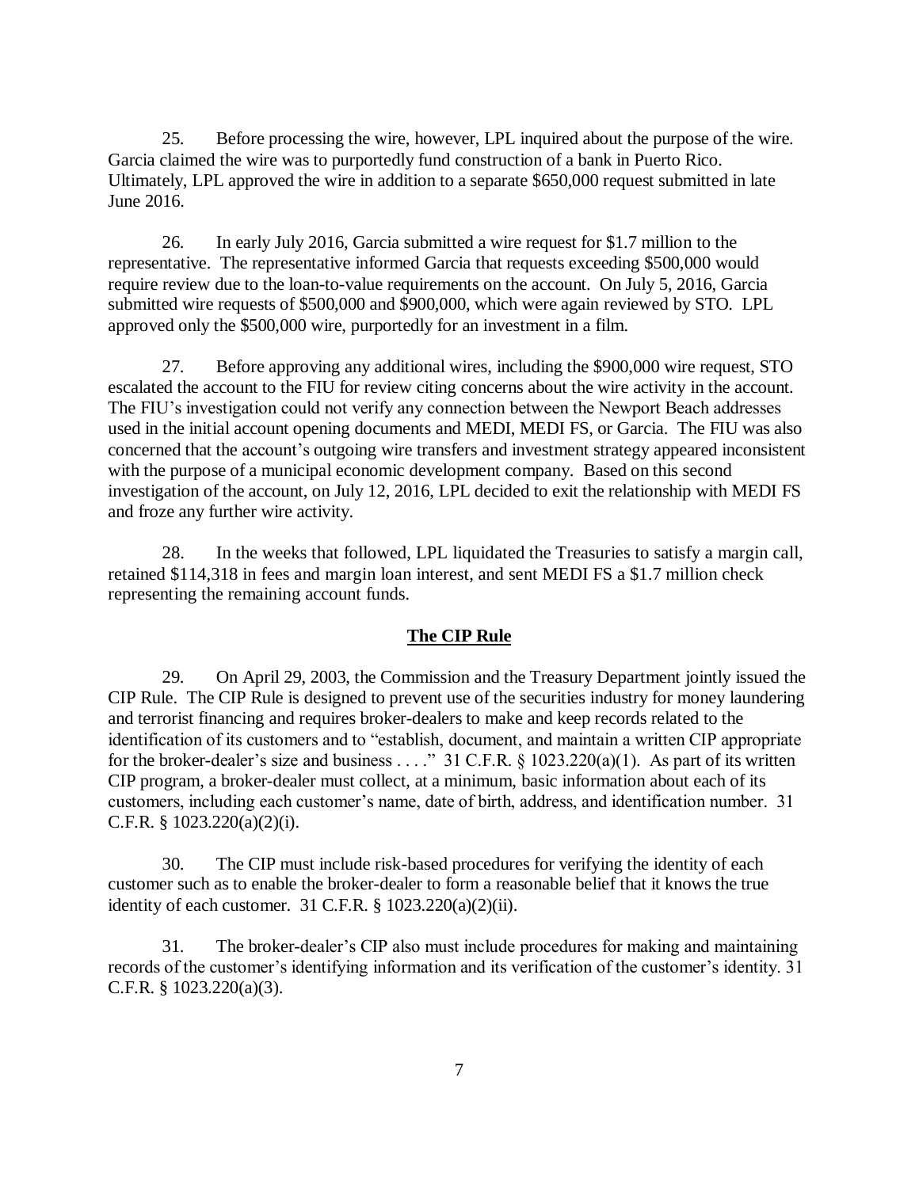25. Before processing the wire, however, LPL inquired about the purpose of the wire. Garcia claimed the wire was to purportedly fund construction of a bank in Puerto Rico. Ultimately, LPL approved the wire in addition to a separate $650,000 request submitted in late June 2016.

26. In early July 2016, Garcia submitted a wire request for $1.7 million to the representative. The representative informed Garcia that requests exceeding $500,000 would require review due to the loan-to-value requirements on the account. On July 5, 2016, Garcia submitted wire requests of $500,000 and $900,000, which were again reviewed by STO. LPL approved only the $500,000 wire, purportedly for an investment in a film.

27. Before approving any additional wires, including the $900,000 wire request, STO escalated the account to the FIU for review citing concerns about the wire activity in the account. The FIU's investigation could not verify any connection between the Newport Beach addresses used in the initial account opening documents and MEDI, MEDI FS, or Garcia. The FIU was also concerned that the account's outgoing wire transfers and investment strategy appeared inconsistent with the purpose of a municipal economic development company. Based on this second investigation of the account, on July 12, 2016, LPL decided to exit the relationship with MEDI FS and froze any further wire activity.

28. In the weeks that followed, LPL liquidated the Treasuries to satisfy a margin call, retained $114,318 in fees and margin loan interest, and sent MEDI FS a $1.7 million check representing the remaining account funds.

## **The CIP Rule**

29. On April 29, 2003, the Commission and the Treasury Department jointly issued the CIP Rule. The CIP Rule is designed to prevent use of the securities industry for money laundering and terrorist financing and requires broker-dealers to make and keep records related to the identification of its customers and to "establish, document, and maintain a written CIP appropriate for the broker-dealer's size and business . . . ." 31 C.F.R. § 1023.220(a)(1). As part of its written CIP program, a broker-dealer must collect, at a minimum, basic information about each of its customers, including each customer's name, date of birth, address, and identification number. 31 C.F.R. § 1023.220(a)(2)(i).

30. The CIP must include risk-based procedures for verifying the identity of each customer such as to enable the broker-dealer to form a reasonable belief that it knows the true identity of each customer. 31 C.F.R. § 1023.220(a)(2)(ii).

31. The broker-dealer's CIP also must include procedures for making and maintaining records of the customer's identifying information and its verification of the customer's identity. 31 C.F.R. § 1023.220(a)(3).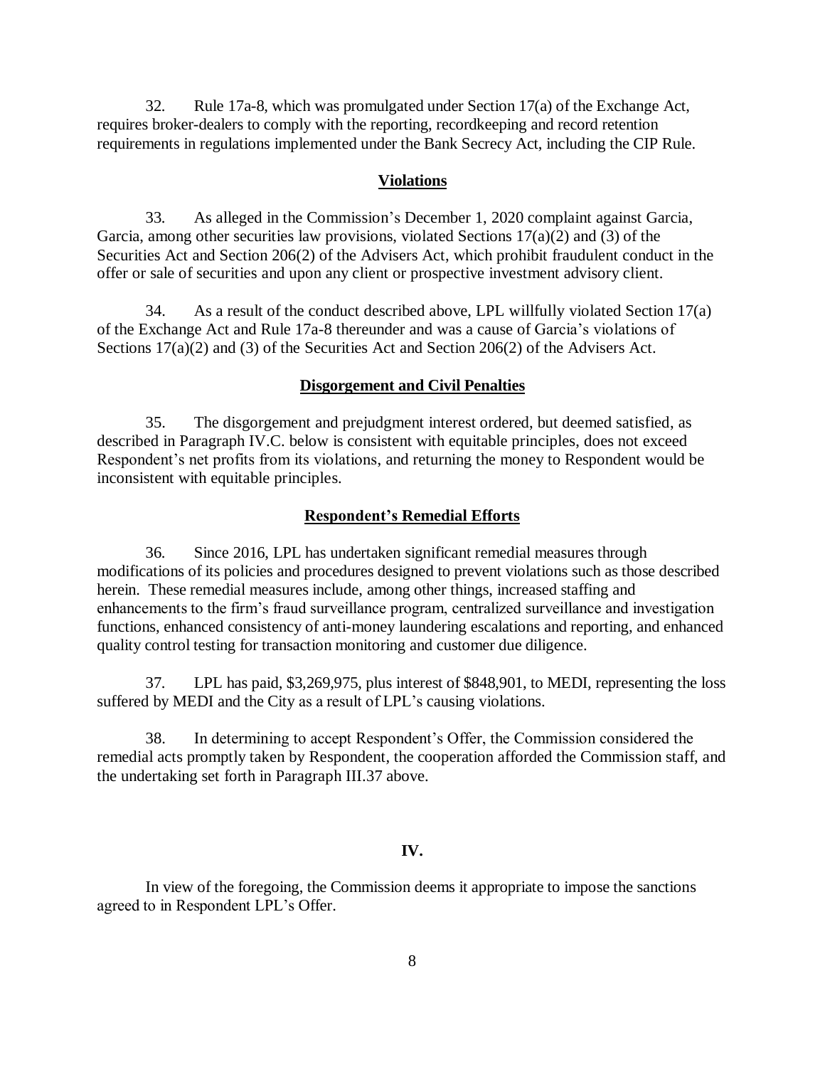32. Rule 17a-8, which was promulgated under Section 17(a) of the Exchange Act, requires broker-dealers to comply with the reporting, recordkeeping and record retention requirements in regulations implemented under the Bank Secrecy Act, including the CIP Rule.

**Violations**

33. As alleged in the Commission's December 1, 2020 complaint against Garcia, Garcia, among other securities law provisions, violated Sections 17(a)(2) and (3) of the Securities Act and Section 206(2) of the Advisers Act, which prohibit fraudulent conduct in the offer or sale of securities and upon any client or prospective investment advisory client.

34. As a result of the conduct described above, LPL willfully violated Section 17(a) of the Exchange Act and Rule 17a-8 thereunder and was a cause of Garcia's violations of Sections 17(a)(2) and (3) of the Securities Act and Section 206(2) of the Advisers Act.

**Disgorgement and Civil Penalties**

35. The disgorgement and prejudgment interest ordered, but deemed satisfied, as described in Paragraph IV.C. below is consistent with equitable principles, does not exceed Respondent's net profits from its violations, and returning the money to Respondent would be inconsistent with equitable principles.

**Respondent's Remedial Efforts**

36. Since 2016, LPL has undertaken significant remedial measures through modifications of its policies and procedures designed to prevent violations such as those described herein. These remedial measures include, among other things, increased staffing and enhancements to the firm's fraud surveillance program, centralized surveillance and investigation functions, enhanced consistency of anti-money laundering escalations and reporting, and enhanced quality control testing for transaction monitoring and customer due diligence.

37. LPL has paid, $3,269,975, plus interest of $848,901, to MEDI, representing the loss suffered by MEDI and the City as a result of LPL's causing violations.

38. In determining to accept Respondent's Offer, the Commission considered the remedial acts promptly taken by Respondent, the cooperation afforded the Commission staff, and the undertaking set forth in Paragraph III.37 above.

**IV.**

In view of the foregoing, the Commission deems it appropriate to impose the sanctions agreed to in Respondent LPL's Offer.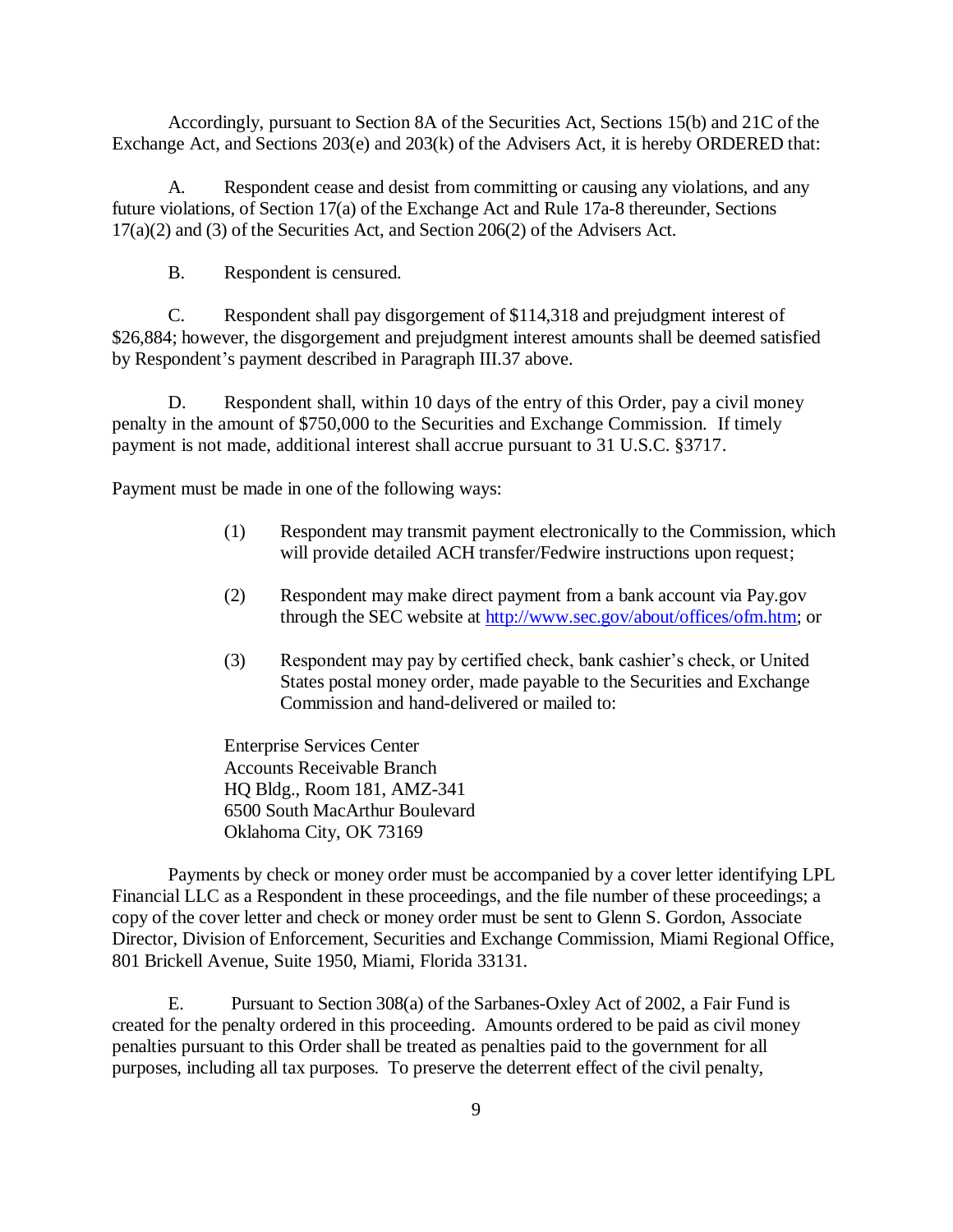Accordingly, pursuant to Section 8A of the Securities Act, Sections 15(b) and 21C of the Exchange Act, and Sections 203(e) and 203(k) of the Advisers Act, it is hereby ORDERED that:

A. Respondent cease and desist from committing or causing any violations, and any future violations, of Section 17(a) of the Exchange Act and Rule 17a-8 thereunder, Sections 17(a)(2) and (3) of the Securities Act, and Section 206(2) of the Advisers Act.

B. Respondent is censured.

C. Respondent shall pay disgorgement of $114,318 and prejudgment interest of $26,884; however, the disgorgement and prejudgment interest amounts shall be deemed satisfied by Respondent's payment described in Paragraph III.37 above.

D. Respondent shall, within 10 days of the entry of this Order, pay a civil money penalty in the amount of $750,000 to the Securities and Exchange Commission. If timely payment is not made, additional interest shall accrue pursuant to 31 U.S.C. §3717.

Payment must be made in one of the following ways:

(1) Respondent may transmit payment electronically to the Commission, which will provide detailed ACH transfer/Fedwire instructions upon request;

(2) Respondent may make direct payment from a bank account via Pay.gov through the SEC website at http://www.sec.gov/about/offices/ofm.htm; or

(3) Respondent may pay by certified check, bank cashier's check, or United States postal money order, made payable to the Securities and Exchange Commission and hand-delivered or mailed to:

Enterprise Services Center
Accounts Receivable Branch
HQ Bldg., Room 181, AMZ-341
6500 South MacArthur Boulevard
Oklahoma City, OK 73169

Payments by check or money order must be accompanied by a cover letter identifying LPL Financial LLC as a Respondent in these proceedings, and the file number of these proceedings; a copy of the cover letter and check or money order must be sent to Glenn S. Gordon, Associate Director, Division of Enforcement, Securities and Exchange Commission, Miami Regional Office, 801 Brickell Avenue, Suite 1950, Miami, Florida 33131.

E. Pursuant to Section 308(a) of the Sarbanes-Oxley Act of 2002, a Fair Fund is created for the penalty ordered in this proceeding. Amounts ordered to be paid as civil money penalties pursuant to this Order shall be treated as penalties paid to the government for all purposes, including all tax purposes. To preserve the deterrent effect of the civil penalty,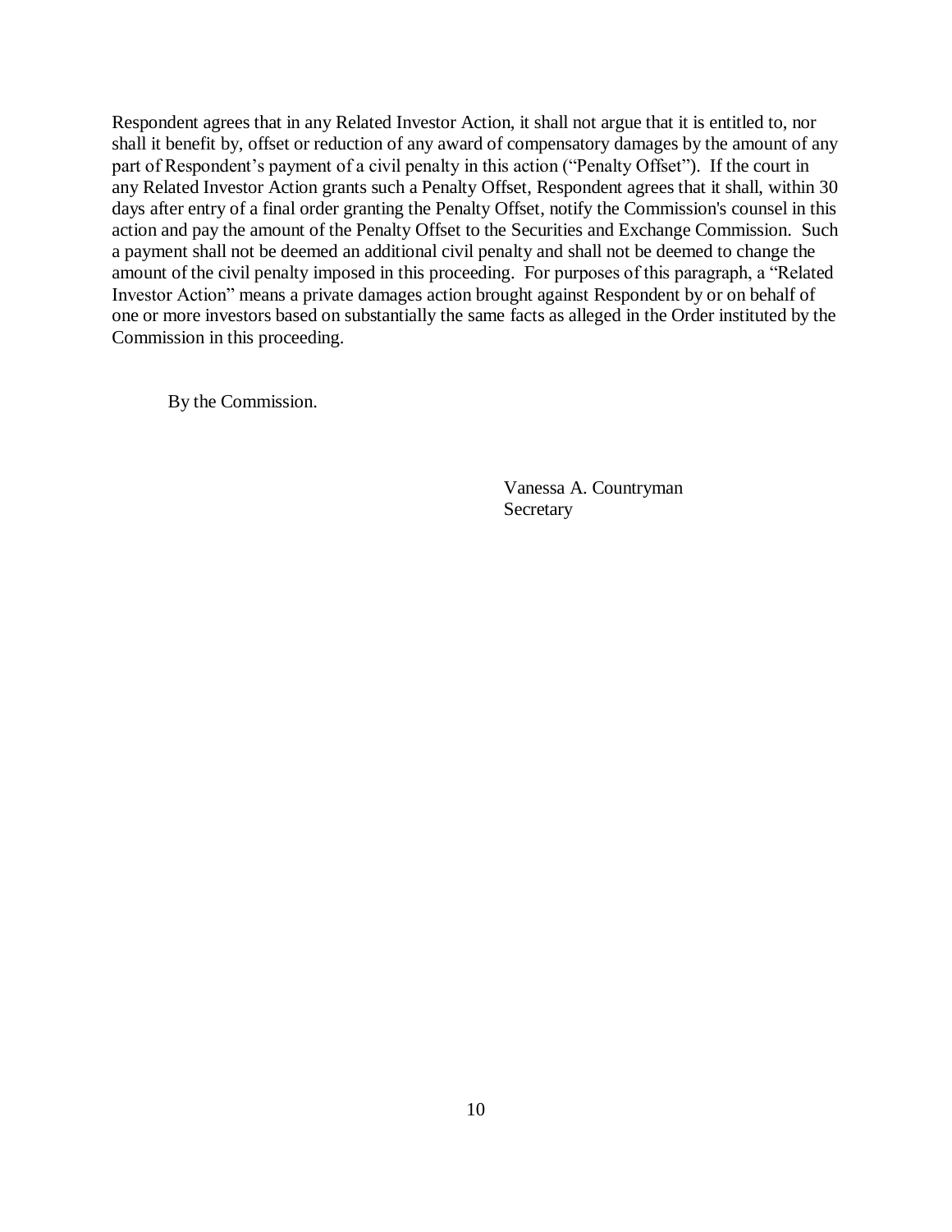Respondent agrees that in any Related Investor Action, it shall not argue that it is entitled to, nor shall it benefit by, offset or reduction of any award of compensatory damages by the amount of any part of Respondent's payment of a civil penalty in this action ("Penalty Offset"). If the court in any Related Investor Action grants such a Penalty Offset, Respondent agrees that it shall, within 30 days after entry of a final order granting the Penalty Offset, notify the Commission's counsel in this action and pay the amount of the Penalty Offset to the Securities and Exchange Commission. Such a payment shall not be deemed an additional civil penalty and shall not be deemed to change the amount of the civil penalty imposed in this proceeding. For purposes of this paragraph, a "Related Investor Action" means a private damages action brought against Respondent by or on behalf of one or more investors based on substantially the same facts as alleged in the Order instituted by the Commission in this proceeding.

By the Commission.

Vanessa A. Countryman
Secretary